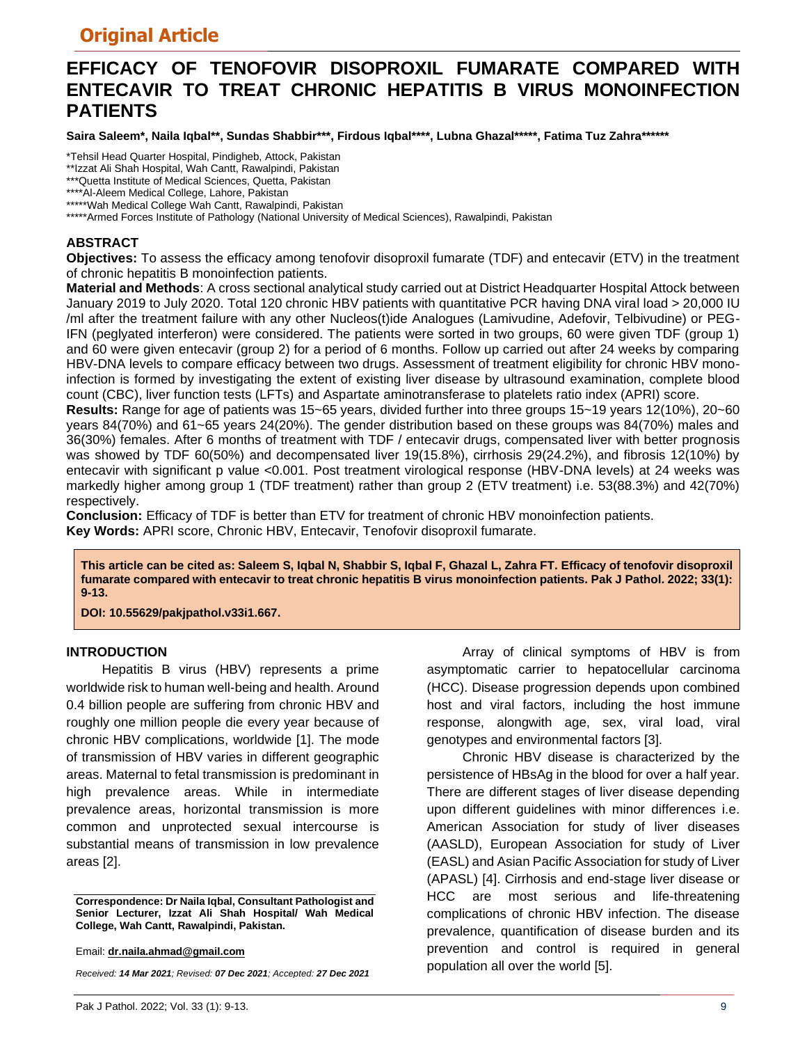## Original Article

# EFFICACY OF TENOFOVIR DISOPROXIL FUMARATE COMPARED WITH ENTECAVIR TO TREAT CHRONIC HEPATITIS B VIRUS MONOINFECTION PATIENTS

**Saira Saleem\*, Naila Iqbal\*\*, Sundas Shabbir\*\*\*, Firdous Iqbal\*\*\*\*, Lubna Ghazal\*\*\*\*\*, Fatima Tuz Zahra\*\*\*\*\*\***

\*Tehsil Head Quarter Hospital, Pindigheb, Attock, Pakistan
\*\*Izzat Ali Shah Hospital, Wah Cantt, Rawalpindi, Pakistan
\*\*\*Quetta Institute of Medical Sciences, Quetta, Pakistan
\*\*\*\*Al-Aleem Medical College, Lahore, Pakistan
\*\*\*\*\*Wah Medical College Wah Cantt, Rawalpindi, Pakistan
\*\*\*\*\*Armed Forces Institute of Pathology (National University of Medical Sciences), Rawalpindi, Pakistan

## ABSTRACT

**Objectives:** To assess the efficacy among tenofovir disoproxil fumarate (TDF) and entecavir (ETV) in the treatment of chronic hepatitis B monoinfection patients.

**Material and Methods**: A cross sectional analytical study carried out at District Headquarter Hospital Attock between January 2019 to July 2020. Total 120 chronic HBV patients with quantitative PCR having DNA viral load > 20,000 IU /ml after the treatment failure with any other Nucleos(t)ide Analogues (Lamivudine, Adefovir, Telbivudine) or PEG-IFN (peglyated interferon) were considered. The patients were sorted in two groups, 60 were given TDF (group 1) and 60 were given entecavir (group 2) for a period of 6 months. Follow up carried out after 24 weeks by comparing HBV-DNA levels to compare efficacy between two drugs. Assessment of treatment eligibility for chronic HBV mono-infection is formed by investigating the extent of existing liver disease by ultrasound examination, complete blood count (CBC), liver function tests (LFTs) and Aspartate aminotransferase to platelets ratio index (APRI) score.

**Results:** Range for age of patients was 15~65 years, divided further into three groups 15~19 years 12(10%), 20~60 years 84(70%) and 61~65 years 24(20%). The gender distribution based on these groups was 84(70%) males and 36(30%) females. After 6 months of treatment with TDF / entecavir drugs, compensated liver with better prognosis was showed by TDF 60(50%) and decompensated liver 19(15.8%), cirrhosis 29(24.2%), and fibrosis 12(10%) by entecavir with significant p value <0.001. Post treatment virological response (HBV-DNA levels) at 24 weeks was markedly higher among group 1 (TDF treatment) rather than group 2 (ETV treatment) i.e. 53(88.3%) and 42(70%) respectively.

**Conclusion:** Efficacy of TDF is better than ETV for treatment of chronic HBV monoinfection patients.

**Key Words:** APRI score, Chronic HBV, Entecavir, Tenofovir disoproxil fumarate.

**This article can be cited as: Saleem S, Iqbal N, Shabbir S, Iqbal F, Ghazal L, Zahra FT. Efficacy of tenofovir disoproxil fumarate compared with entecavir to treat chronic hepatitis B virus monoinfection patients. Pak J Pathol. 2022; 33(1): 9-13.**

**DOI: 10.55629/pakjpathol.v33i1.667.**

## INTRODUCTION

Hepatitis B virus (HBV) represents a prime worldwide risk to human well-being and health. Around 0.4 billion people are suffering from chronic HBV and roughly one million people die every year because of chronic HBV complications, worldwide [1]. The mode of transmission of HBV varies in different geographic areas. Maternal to fetal transmission is predominant in high prevalence areas. While in intermediate prevalence areas, horizontal transmission is more common and unprotected sexual intercourse is substantial means of transmission in low prevalence areas [2].

Array of clinical symptoms of HBV is from asymptomatic carrier to hepatocellular carcinoma (HCC). Disease progression depends upon combined host and viral factors, including the host immune response, alongwith age, sex, viral load, viral genotypes and environmental factors [3].

Chronic HBV disease is characterized by the persistence of HBsAg in the blood for over a half year. There are different stages of liver disease depending upon different guidelines with minor differences i.e. American Association for study of liver diseases (AASLD), European Association for study of Liver (EASL) and Asian Pacific Association for study of Liver (APASL) [4]. Cirrhosis and end-stage liver disease or HCC are most serious and life-threatening complications of chronic HBV infection. The disease prevalence, quantification of disease burden and its prevention and control is required in general population all over the world [5].

**Correspondence: Dr Naila Iqbal, Consultant Pathologist and Senior Lecturer, Izzat Ali Shah Hospital/ Wah Medical College, Wah Cantt, Rawalpindi, Pakistan.**

Email: **dr.naila.ahmad@gmail.com**

*Received: **14 Mar 2021**; Revised: **07 Dec 2021**; Accepted: **27 Dec 2021***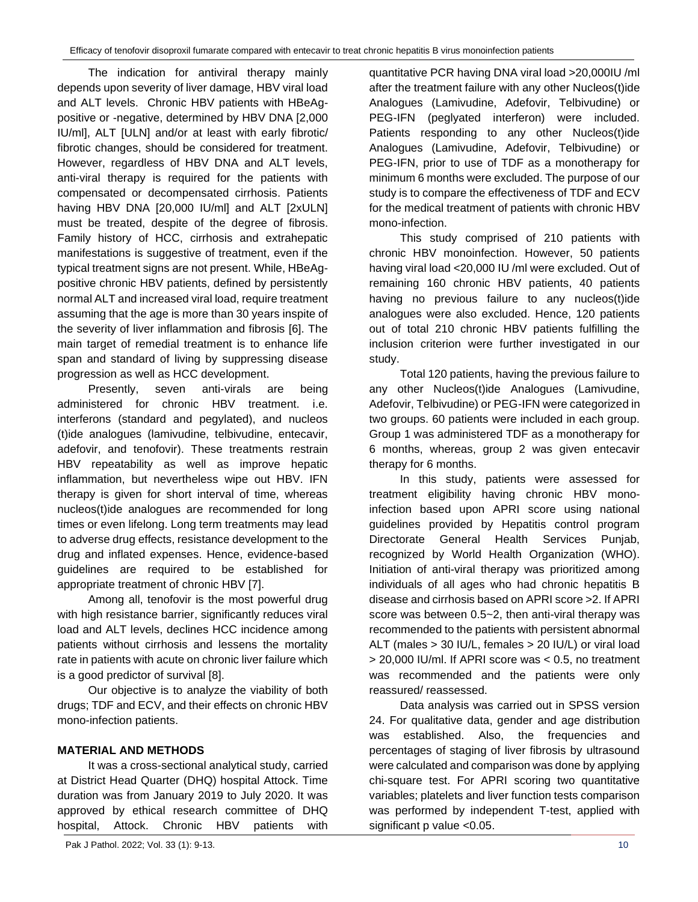The indication for antiviral therapy mainly depends upon severity of liver damage, HBV viral load and ALT levels. Chronic HBV patients with HBeAg-positive or -negative, determined by HBV DNA [2,000 IU/ml], ALT [ULN] and/or at least with early fibrotic/ fibrotic changes, should be considered for treatment. However, regardless of HBV DNA and ALT levels, anti-viral therapy is required for the patients with compensated or decompensated cirrhosis. Patients having HBV DNA [20,000 IU/ml] and ALT [2xULN] must be treated, despite of the degree of fibrosis. Family history of HCC, cirrhosis and extrahepatic manifestations is suggestive of treatment, even if the typical treatment signs are not present. While, HBeAg-positive chronic HBV patients, defined by persistently normal ALT and increased viral load, require treatment assuming that the age is more than 30 years inspite of the severity of liver inflammation and fibrosis [6]. The main target of remedial treatment is to enhance life span and standard of living by suppressing disease progression as well as HCC development.

Presently, seven anti-virals are being administered for chronic HBV treatment. i.e. interferons (standard and pegylated), and nucleos (t)ide analogues (lamivudine, telbivudine, entecavir, adefovir, and tenofovir). These treatments restrain HBV repeatability as well as improve hepatic inflammation, but nevertheless wipe out HBV. IFN therapy is given for short interval of time, whereas nucleos(t)ide analogues are recommended for long times or even lifelong. Long term treatments may lead to adverse drug effects, resistance development to the drug and inflated expenses. Hence, evidence-based guidelines are required to be established for appropriate treatment of chronic HBV [7].

Among all, tenofovir is the most powerful drug with high resistance barrier, significantly reduces viral load and ALT levels, declines HCC incidence among patients without cirrhosis and lessens the mortality rate in patients with acute on chronic liver failure which is a good predictor of survival [8].

Our objective is to analyze the viability of both drugs; TDF and ECV, and their effects on chronic HBV mono-infection patients.

## MATERIAL AND METHODS

It was a cross-sectional analytical study, carried at District Head Quarter (DHQ) hospital Attock. Time duration was from January 2019 to July 2020. It was approved by ethical research committee of DHQ hospital, Attock. Chronic HBV patients with quantitative PCR having DNA viral load >20,000IU /ml after the treatment failure with any other Nucleos(t)ide Analogues (Lamivudine, Adefovir, Telbivudine) or PEG-IFN (peglyated interferon) were included. Patients responding to any other Nucleos(t)ide Analogues (Lamivudine, Adefovir, Telbivudine) or PEG-IFN, prior to use of TDF as a monotherapy for minimum 6 months were excluded. The purpose of our study is to compare the effectiveness of TDF and ECV for the medical treatment of patients with chronic HBV mono-infection.

This study comprised of 210 patients with chronic HBV monoinfection. However, 50 patients having viral load <20,000 IU /ml were excluded. Out of remaining 160 chronic HBV patients, 40 patients having no previous failure to any nucleos(t)ide analogues were also excluded. Hence, 120 patients out of total 210 chronic HBV patients fulfilling the inclusion criterion were further investigated in our study.

Total 120 patients, having the previous failure to any other Nucleos(t)ide Analogues (Lamivudine, Adefovir, Telbivudine) or PEG-IFN were categorized in two groups. 60 patients were included in each group. Group 1 was administered TDF as a monotherapy for 6 months, whereas, group 2 was given entecavir therapy for 6 months.

In this study, patients were assessed for treatment eligibility having chronic HBV mono-infection based upon APRI score using national guidelines provided by Hepatitis control program Directorate General Health Services Punjab, recognized by World Health Organization (WHO). Initiation of anti-viral therapy was prioritized among individuals of all ages who had chronic hepatitis B disease and cirrhosis based on APRI score >2. If APRI score was between 0.5~2, then anti-viral therapy was recommended to the patients with persistent abnormal ALT (males > 30 IU/L, females > 20 IU/L) or viral load > 20,000 IU/ml. If APRI score was < 0.5, no treatment was recommended and the patients were only reassured/ reassessed.

Data analysis was carried out in SPSS version 24. For qualitative data, gender and age distribution was established. Also, the frequencies and percentages of staging of liver fibrosis by ultrasound were calculated and comparison was done by applying chi-square test. For APRI scoring two quantitative variables; platelets and liver function tests comparison was performed by independent T-test, applied with significant p value <0.05.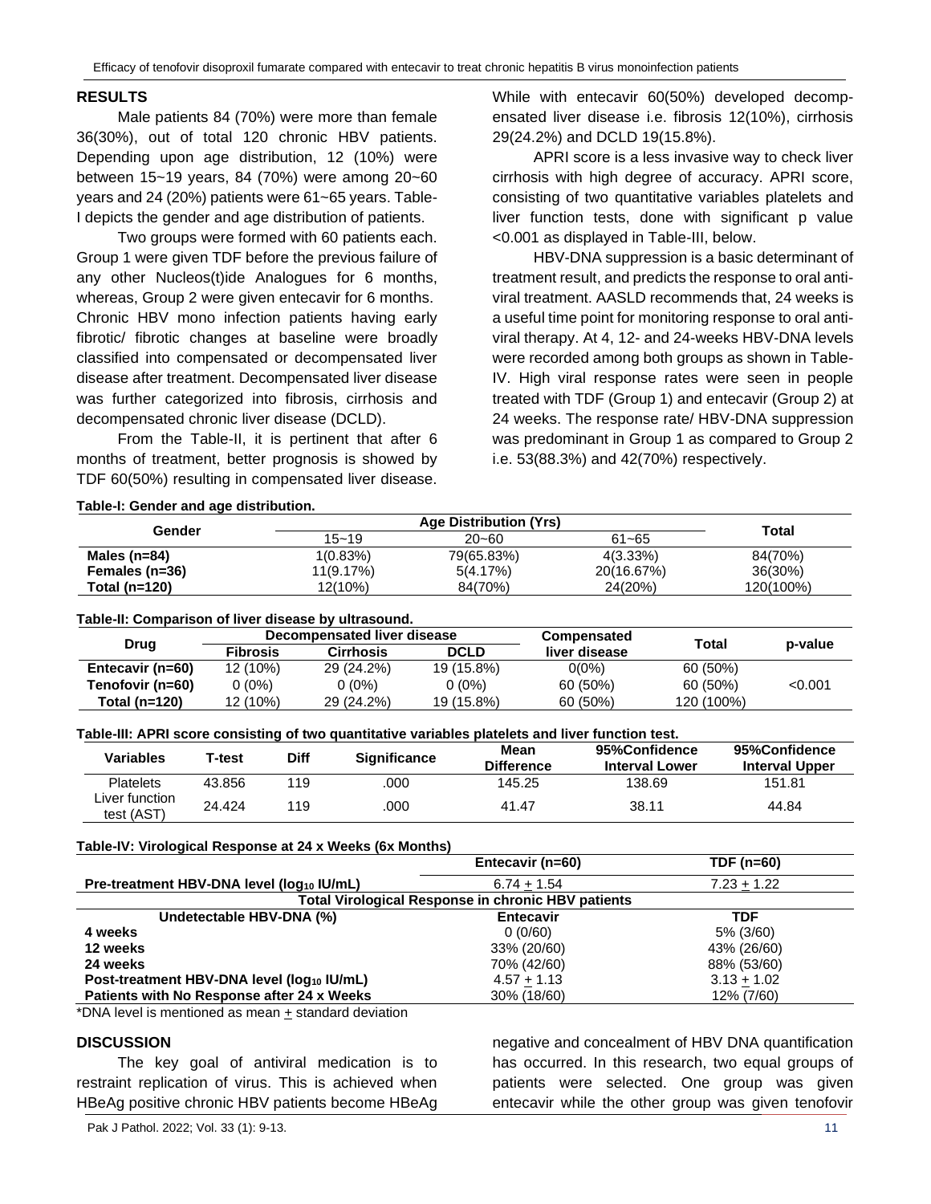## RESULTS

Male patients 84 (70%) were more than female 36(30%), out of total 120 chronic HBV patients. Depending upon age distribution, 12 (10%) were between 15~19 years, 84 (70%) were among 20~60 years and 24 (20%) patients were 61~65 years. Table-I depicts the gender and age distribution of patients.

Two groups were formed with 60 patients each. Group 1 were given TDF before the previous failure of any other Nucleos(t)ide Analogues for 6 months, whereas, Group 2 were given entecavir for 6 months. Chronic HBV mono infection patients having early fibrotic/ fibrotic changes at baseline were broadly classified into compensated or decompensated liver disease after treatment. Decompensated liver disease was further categorized into fibrosis, cirrhosis and decompensated chronic liver disease (DCLD).

From the Table-II, it is pertinent that after 6 months of treatment, better prognosis is showed by TDF 60(50%) resulting in compensated liver disease. While with entecavir 60(50%) developed decompensated liver disease i.e. fibrosis 12(10%), cirrhosis 29(24.2%) and DCLD 19(15.8%).

APRI score is a less invasive way to check liver cirrhosis with high degree of accuracy. APRI score, consisting of two quantitative variables platelets and liver function tests, done with significant p value <0.001 as displayed in Table-III, below.

HBV-DNA suppression is a basic determinant of treatment result, and predicts the response to oral antiviral treatment. AASLD recommends that, 24 weeks is a useful time point for monitoring response to oral antiviral therapy. At 4, 12- and 24-weeks HBV-DNA levels were recorded among both groups as shown in Table-IV. High viral response rates were seen in people treated with TDF (Group 1) and entecavir (Group 2) at 24 weeks. The response rate/ HBV-DNA suppression was predominant in Group 1 as compared to Group 2 i.e. 53(88.3%) and 42(70%) respectively.

**Table-I: Gender and age distribution.**

| Gender | Age Distribution (Yrs) | | | Total |
|---|---|---|---|---|
| | 15~19 | 20~60 | 61~65 | |
| **Males (n=84)** | 1(0.83%) | 79(65.83%) | 4(3.33%) | 84(70%) |
| **Females (n=36)** | 11(9.17%) | 5(4.17%) | 20(16.67%) | 36(30%) |
| **Total (n=120)** | 12(10%) | 84(70%) | 24(20%) | 120(100%) |

**Table-II: Comparison of liver disease by ultrasound.**

| Drug | Decompensated liver disease | | | Compensated liver disease | Total | p-value |
|---|---|---|---|---|---|---|
| | Fibrosis | Cirrhosis | DCLD | | | |
| **Entecavir (n=60)** | 12 (10%) | 29 (24.2%) | 19 (15.8%) | 0(0%) | 60 (50%) | |
| **Tenofovir (n=60)** | 0 (0%) | 0 (0%) | 0 (0%) | 60 (50%) | 60 (50%) | <0.001 |
| **Total (n=120)** | 12 (10%) | 29 (24.2%) | 19 (15.8%) | 60 (50%) | 120 (100%) | |

**Table-III: APRI score consisting of two quantitative variables platelets and liver function test.**

| Variables | T-test | Diff | Significance | Mean Difference | 95%Confidence Interval Lower | 95%Confidence Interval Upper |
|---|---|---|---|---|---|---|
| Platelets | 43.856 | 119 | .000 | 145.25 | 138.69 | 151.81 |
| Liver function test (AST) | 24.424 | 119 | .000 | 41.47 | 38.11 | 44.84 |

**Table-IV: Virological Response at 24 x Weeks (6x Months)**

| | Entecavir (n=60) | TDF (n=60) |
|---|---|---|
| **Pre-treatment HBV-DNA level ($log_{10}$ IU/mL)** | 6.74 ± 1.54 | 7.23 ± 1.22 |
| **Total Virological Response in chronic HBV patients** | | |
| **Undetectable HBV-DNA (%)** | **Entecavir** | **TDF** |
| **4 weeks** | 0 (0/60) | 5% (3/60) |
| **12 weeks** | 33% (20/60) | 43% (26/60) |
| **24 weeks** | 70% (42/60) | 88% (53/60) |
| **Post-treatment HBV-DNA level ($log_{10}$ IU/mL)** | 4.57 ± 1.13 | 3.13 ± 1.02 |
| **Patients with No Response after 24 x Weeks** | 30% (18/60) | 12% (7/60) |

*DNA level is mentioned as mean ± standard deviation

## DISCUSSION

The key goal of antiviral medication is to restraint replication of virus. This is achieved when HBeAg positive chronic HBV patients become HBeAg negative and concealment of HBV DNA quantification has occurred. In this research, two equal groups of patients were selected. One group was given entecavir while the other group was given tenofovir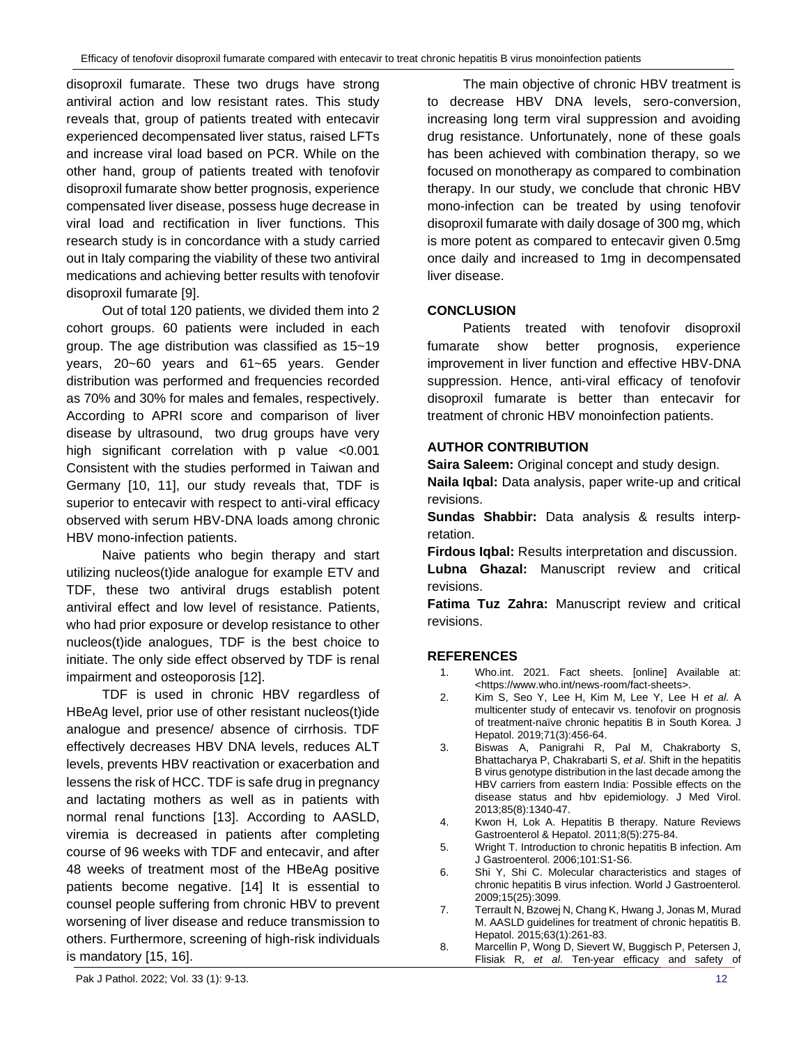disoproxil fumarate. These two drugs have strong antiviral action and low resistant rates. This study reveals that, group of patients treated with entecavir experienced decompensated liver status, raised LFTs and increase viral load based on PCR. While on the other hand, group of patients treated with tenofovir disoproxil fumarate show better prognosis, experience compensated liver disease, possess huge decrease in viral load and rectification in liver functions. This research study is in concordance with a study carried out in Italy comparing the viability of these two antiviral medications and achieving better results with tenofovir disoproxil fumarate [9].

Out of total 120 patients, we divided them into 2 cohort groups. 60 patients were included in each group. The age distribution was classified as 15~19 years, 20~60 years and 61~65 years. Gender distribution was performed and frequencies recorded as 70% and 30% for males and females, respectively. According to APRI score and comparison of liver disease by ultrasound, two drug groups have very high significant correlation with p value <0.001 Consistent with the studies performed in Taiwan and Germany [10, 11], our study reveals that, TDF is superior to entecavir with respect to anti-viral efficacy observed with serum HBV-DNA loads among chronic HBV mono-infection patients.

Naive patients who begin therapy and start utilizing nucleos(t)ide analogue for example ETV and TDF, these two antiviral drugs establish potent antiviral effect and low level of resistance. Patients, who had prior exposure or develop resistance to other nucleos(t)ide analogues, TDF is the best choice to initiate. The only side effect observed by TDF is renal impairment and osteoporosis [12].

TDF is used in chronic HBV regardless of HBeAg level, prior use of other resistant nucleos(t)ide analogue and presence/ absence of cirrhosis. TDF effectively decreases HBV DNA levels, reduces ALT levels, prevents HBV reactivation or exacerbation and lessens the risk of HCC. TDF is safe drug in pregnancy and lactating mothers as well as in patients with normal renal functions [13]. According to AASLD, viremia is decreased in patients after completing course of 96 weeks with TDF and entecavir, and after 48 weeks of treatment most of the HBeAg positive patients become negative. [14] It is essential to counsel people suffering from chronic HBV to prevent worsening of liver disease and reduce transmission to others. Furthermore, screening of high-risk individuals is mandatory [15, 16].

The main objective of chronic HBV treatment is to decrease HBV DNA levels, sero-conversion, increasing long term viral suppression and avoiding drug resistance. Unfortunately, none of these goals has been achieved with combination therapy, so we focused on monotherapy as compared to combination therapy. In our study, we conclude that chronic HBV mono-infection can be treated by using tenofovir disoproxil fumarate with daily dosage of 300 mg, which is more potent as compared to entecavir given 0.5mg once daily and increased to 1mg in decompensated liver disease.

## CONCLUSION

Patients treated with tenofovir disoproxil fumarate show better prognosis, experience improvement in liver function and effective HBV-DNA suppression. Hence, anti-viral efficacy of tenofovir disoproxil fumarate is better than entecavir for treatment of chronic HBV monoinfection patients.

## AUTHOR CONTRIBUTION

**Saira Saleem:** Original concept and study design.

**Naila Iqbal:** Data analysis, paper write-up and critical revisions.

**Sundas Shabbir:** Data analysis & results interpretation.

**Firdous Iqbal:** Results interpretation and discussion.

**Lubna Ghazal:** Manuscript review and critical revisions.

**Fatima Tuz Zahra:** Manuscript review and critical revisions.

## REFERENCES

1. Who.int. 2021. Fact sheets. [online] Available at: <https://www.who.int/news-room/fact-sheets>.
2. Kim S, Seo Y, Lee H, Kim M, Lee Y, Lee H *et al.* A multicenter study of entecavir vs. tenofovir on prognosis of treatment-naïve chronic hepatitis B in South Korea. J Hepatol. 2019;71(3):456-64.
3. Biswas A, Panigrahi R, Pal M, Chakraborty S, Bhattacharya P, Chakrabarti S, *et al*. Shift in the hepatitis B virus genotype distribution in the last decade among the HBV carriers from eastern India: Possible effects on the disease status and hbv epidemiology. J Med Virol. 2013;85(8):1340-47.
4. Kwon H, Lok A. Hepatitis B therapy. Nature Reviews Gastroenterol & Hepatol. 2011;8(5):275-84.
5. Wright T. Introduction to chronic hepatitis B infection. Am J Gastroenterol. 2006;101:S1-S6.
6. Shi Y, Shi C. Molecular characteristics and stages of chronic hepatitis B virus infection. World J Gastroenterol. 2009;15(25):3099.
7. Terrault N, Bzowej N, Chang K, Hwang J, Jonas M, Murad M. AASLD guidelines for treatment of chronic hepatitis B. Hepatol. 2015;63(1):261-83.
8. Marcellin P, Wong D, Sievert W, Buggisch P, Petersen J, Flisiak R, *et al*. Ten-year efficacy and safety of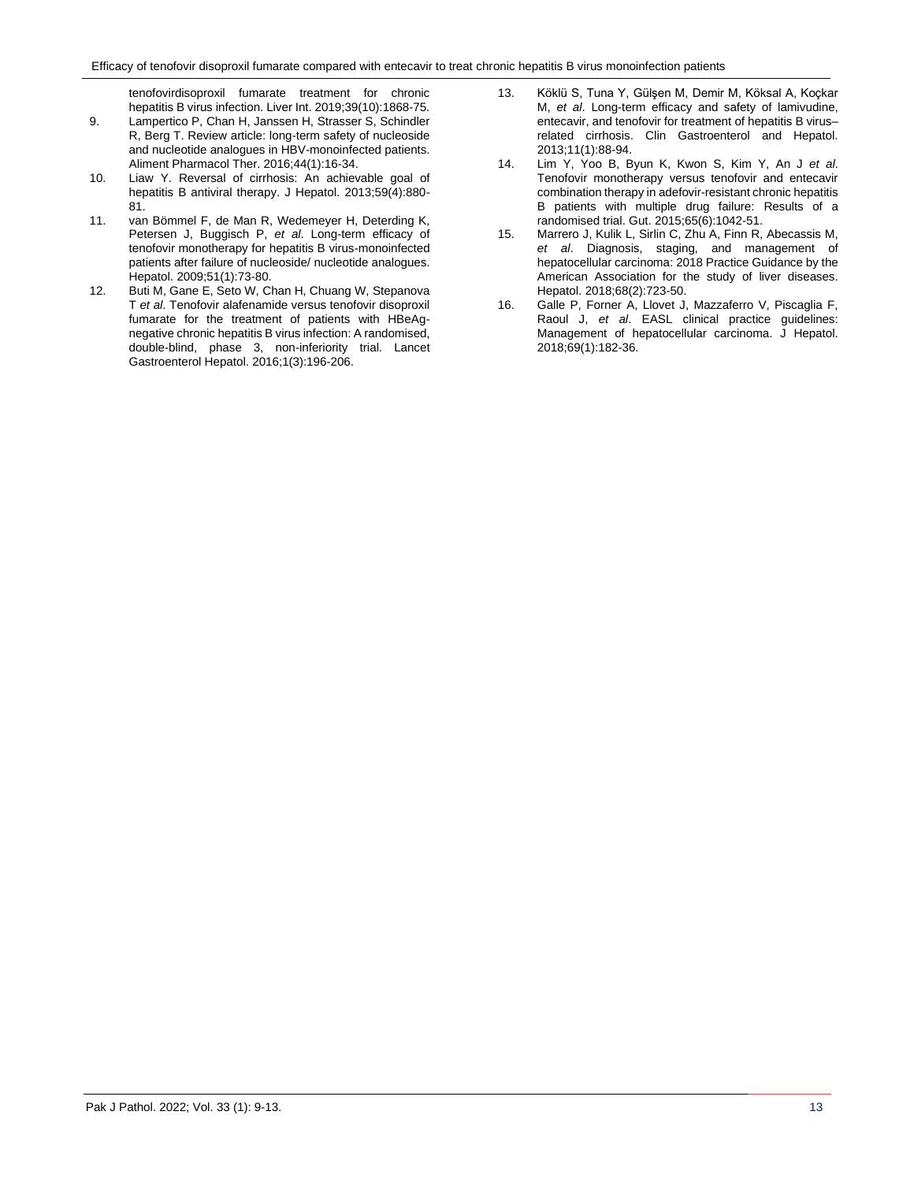tenofovirdisoproxil fumarate treatment for chronic hepatitis B virus infection. Liver Int. 2019;39(10):1868-75.

9. Lampertico P, Chan H, Janssen H, Strasser S, Schindler R, Berg T. Review article: long-term safety of nucleoside and nucleotide analogues in HBV-monoinfected patients. Aliment Pharmacol Ther. 2016;44(1):16-34.
10. Liaw Y. Reversal of cirrhosis: An achievable goal of hepatitis B antiviral therapy. J Hepatol. 2013;59(4):880-81.
11. van Bömmel F, de Man R, Wedemeyer H, Deterding K, Petersen J, Buggisch P, *et al*. Long-term efficacy of tenofovir monotherapy for hepatitis B virus-monoinfected patients after failure of nucleoside/ nucleotide analogues. Hepatol. 2009;51(1):73-80.
12. Buti M, Gane E, Seto W, Chan H, Chuang W, Stepanova T *et al*. Tenofovir alafenamide versus tenofovir disoproxil fumarate for the treatment of patients with HBeAg-negative chronic hepatitis B virus infection: A randomised, double-blind, phase 3, non-inferiority trial. Lancet Gastroenterol Hepatol. 2016;1(3):196-206.
13. Köklü S, Tuna Y, Gülşen M, Demir M, Köksal A, Koçkar M, *et al*. Long-term efficacy and safety of lamivudine, entecavir, and tenofovir for treatment of hepatitis B virus–related cirrhosis. Clin Gastroenterol and Hepatol. 2013;11(1):88-94.
14. Lim Y, Yoo B, Byun K, Kwon S, Kim Y, An J *et al*. Tenofovir monotherapy versus tenofovir and entecavir combination therapy in adefovir-resistant chronic hepatitis B patients with multiple drug failure: Results of a randomised trial. Gut. 2015;65(6):1042-51.
15. Marrero J, Kulik L, Sirlin C, Zhu A, Finn R, Abecassis M, *et al*. Diagnosis, staging, and management of hepatocellular carcinoma: 2018 Practice Guidance by the American Association for the study of liver diseases. Hepatol. 2018;68(2):723-50.
16. Galle P, Forner A, Llovet J, Mazzaferro V, Piscaglia F, Raoul J, *et al*. EASL clinical practice guidelines: Management of hepatocellular carcinoma. J Hepatol. 2018;69(1):182-36.